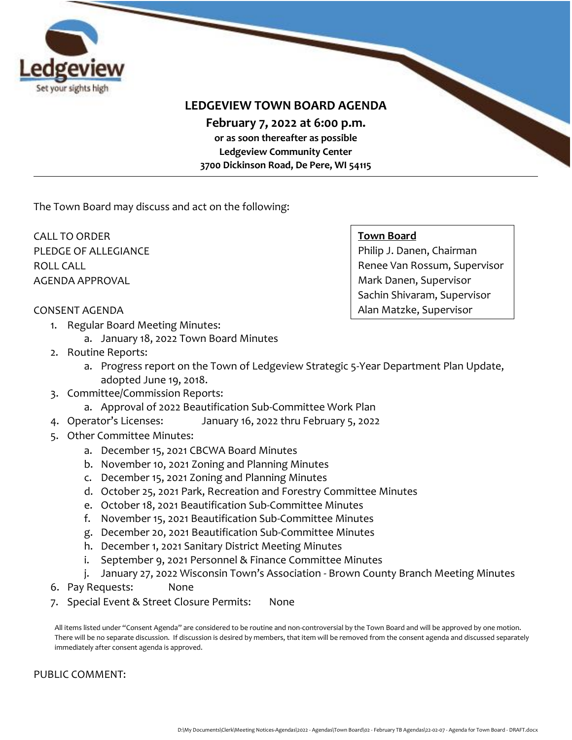# LEDGEVIEW TOWN BOARD AGENDA

**February 7, 2022 at 6:00 p.m.**

**or as soon thereafter as possible**

**Ledgeview Community Center**

**3700 Dickinson Road, De Pere, WI 54115**

---

The Town Board may discuss and act on the following:

**Town Board**

Philip J. Danen, Chairman
Renee Van Rossum, Supervisor
Mark Danen, Supervisor
Sachin Shivaram, Supervisor
Alan Matzke, Supervisor

CALL TO ORDER
PLEDGE OF ALLEGIANCE
ROLL CALL
AGENDA APPROVAL

CONSENT AGENDA

1. Regular Board Meeting Minutes:
   a. January 18, 2022 Town Board Minutes
2. Routine Reports:
   a. Progress report on the Town of Ledgeview Strategic 5-Year Department Plan Update, adopted June 19, 2018.
3. Committee/Commission Reports:
   a. Approval of 2022 Beautification Sub-Committee Work Plan
4. Operator's Licenses: January 16, 2022 thru February 5, 2022
5. Other Committee Minutes:
   a. December 15, 2021 CBCWA Board Minutes
   b. November 10, 2021 Zoning and Planning Minutes
   c. December 15, 2021 Zoning and Planning Minutes
   d. October 25, 2021 Park, Recreation and Forestry Committee Minutes
   e. October 18, 2021 Beautification Sub-Committee Minutes
   f. November 15, 2021 Beautification Sub-Committee Minutes
   g. December 20, 2021 Beautification Sub-Committee Minutes
   h. December 1, 2021 Sanitary District Meeting Minutes
   i. September 9, 2021 Personnel & Finance Committee Minutes
   j. January 27, 2022 Wisconsin Town's Association - Brown County Branch Meeting Minutes
6. Pay Requests: None
7. Special Event & Street Closure Permits: None

All items listed under "Consent Agenda" are considered to be routine and non-controversial by the Town Board and will be approved by one motion. There will be no separate discussion. If discussion is desired by members, that item will be removed from the consent agenda and discussed separately immediately after consent agenda is approved.

PUBLIC COMMENT:

D:\My Documents\Clerk\Meeting Notices-Agendas\2022 - Agendas\Town Board\02 - February TB Agendas\22-02-07 - Agenda for Town Board - DRAFT.docx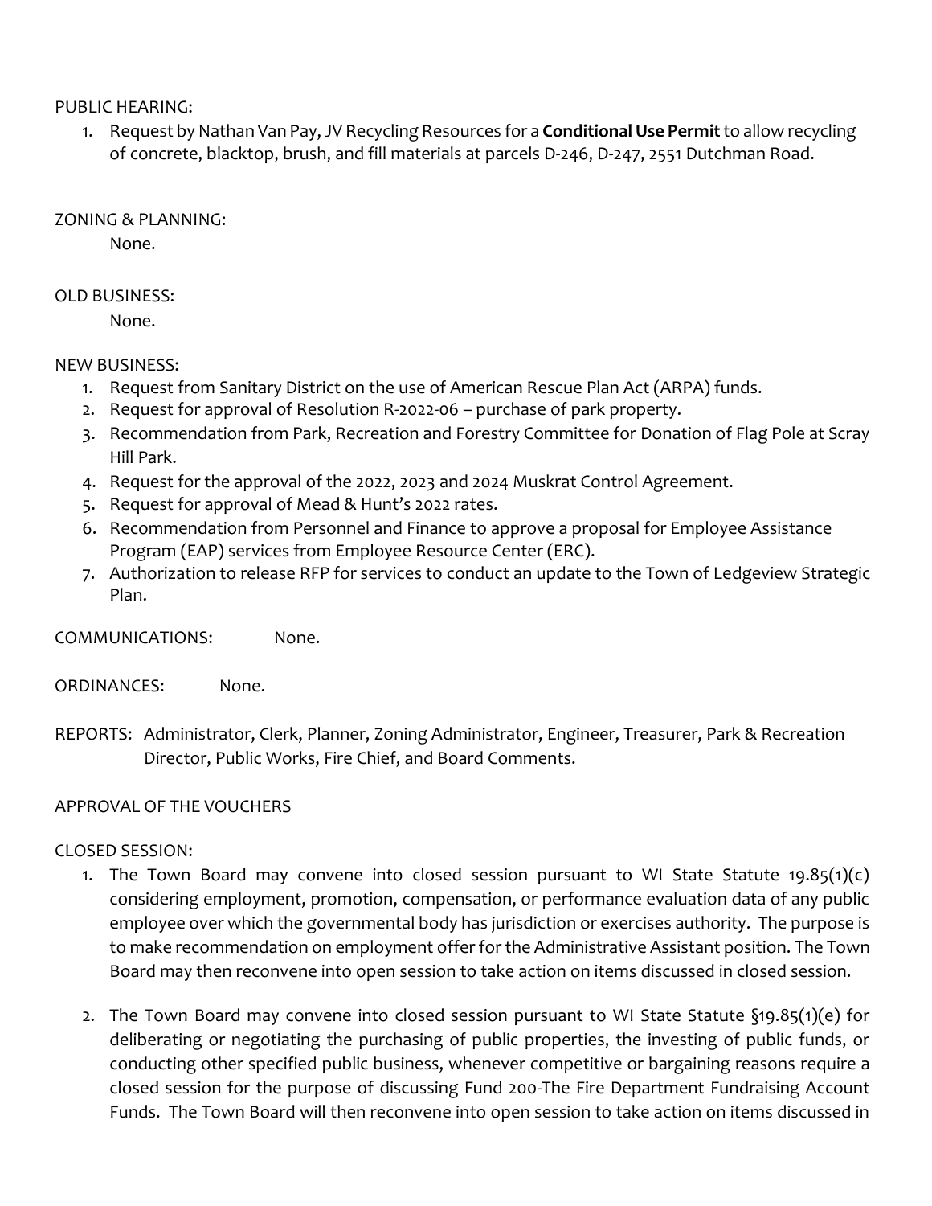PUBLIC HEARING:

1. Request by Nathan Van Pay, JV Recycling Resources for a **Conditional Use Permit** to allow recycling of concrete, blacktop, brush, and fill materials at parcels D-246, D-247, 2551 Dutchman Road.

ZONING & PLANNING:

None.

OLD BUSINESS:

None.

NEW BUSINESS:

1. Request from Sanitary District on the use of American Rescue Plan Act (ARPA) funds.
2. Request for approval of Resolution R-2022-06 – purchase of park property.
3. Recommendation from Park, Recreation and Forestry Committee for Donation of Flag Pole at Scray Hill Park.
4. Request for the approval of the 2022, 2023 and 2024 Muskrat Control Agreement.
5. Request for approval of Mead & Hunt's 2022 rates.
6. Recommendation from Personnel and Finance to approve a proposal for Employee Assistance Program (EAP) services from Employee Resource Center (ERC).
7. Authorization to release RFP for services to conduct an update to the Town of Ledgeview Strategic Plan.

COMMUNICATIONS: None.

ORDINANCES: None.

REPORTS: Administrator, Clerk, Planner, Zoning Administrator, Engineer, Treasurer, Park & Recreation Director, Public Works, Fire Chief, and Board Comments.

APPROVAL OF THE VOUCHERS

CLOSED SESSION:

1. The Town Board may convene into closed session pursuant to WI State Statute 19.85(1)(c) considering employment, promotion, compensation, or performance evaluation data of any public employee over which the governmental body has jurisdiction or exercises authority. The purpose is to make recommendation on employment offer for the Administrative Assistant position. The Town Board may then reconvene into open session to take action on items discussed in closed session.

2. The Town Board may convene into closed session pursuant to WI State Statute §19.85(1)(e) for deliberating or negotiating the purchasing of public properties, the investing of public funds, or conducting other specified public business, whenever competitive or bargaining reasons require a closed session for the purpose of discussing Fund 200-The Fire Department Fundraising Account Funds. The Town Board will then reconvene into open session to take action on items discussed in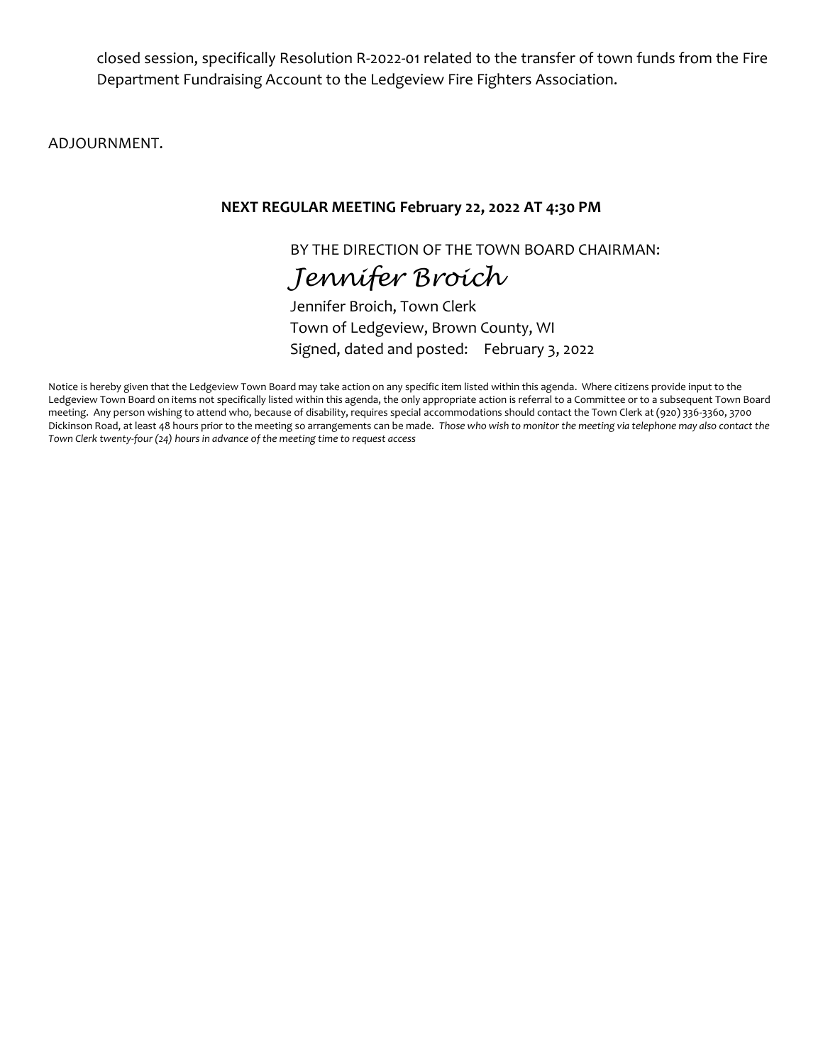closed session, specifically Resolution R-2022-01 related to the transfer of town funds from the Fire Department Fundraising Account to the Ledgeview Fire Fighters Association.

ADJOURNMENT.

**NEXT REGULAR MEETING February 22, 2022 AT 4:30 PM**

BY THE DIRECTION OF THE TOWN BOARD CHAIRMAN:

*Jennifer Broich*

Jennifer Broich, Town Clerk
Town of Ledgeview, Brown County, WI
Signed, dated and posted: February 3, 2022

Notice is hereby given that the Ledgeview Town Board may take action on any specific item listed within this agenda. Where citizens provide input to the Ledgeview Town Board on items not specifically listed within this agenda, the only appropriate action is referral to a Committee or to a subsequent Town Board meeting. Any person wishing to attend who, because of disability, requires special accommodations should contact the Town Clerk at (920) 336-3360, 3700 Dickinson Road, at least 48 hours prior to the meeting so arrangements can be made. *Those who wish to monitor the meeting via telephone may also contact the Town Clerk twenty-four (24) hours in advance of the meeting time to request access*